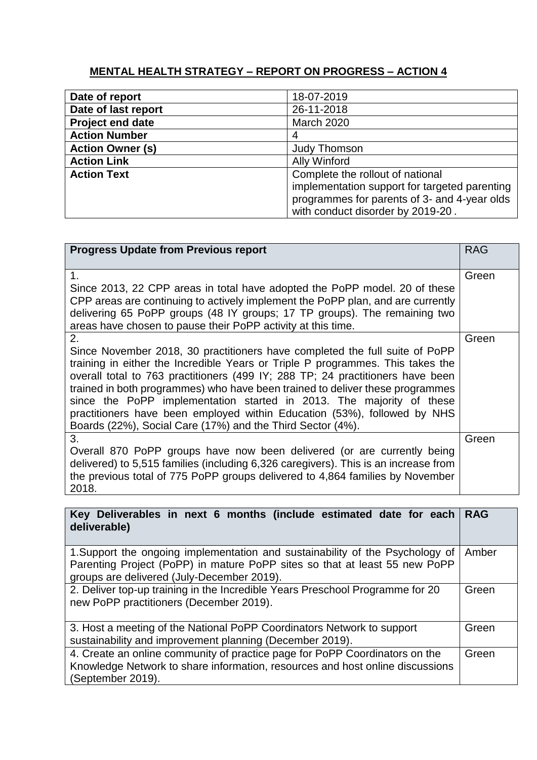## MENTAL HEALTH STRATEGY – REPORT ON PROGRESS – ACTION 4

| | |
|---|---|
| **Date of report** | 18-07-2019 |
| **Date of last report** | 26-11-2018 |
| **Project end date** | March 2020 |
| **Action Number** | 4 |
| **Action Owner (s)** | Judy Thomson |
| **Action Link** | Ally Winford |
| **Action Text** | Complete the rollout of national implementation support for targeted parenting programmes for parents of 3- and 4-year olds with conduct disorder by 2019-20 . |

| **Progress Update from Previous report** | RAG |
|---|---|
| 1. Since 2013, 22 CPP areas in total have adopted the PoPP model. 20 of these CPP areas are continuing to actively implement the PoPP plan, and are currently delivering 65 PoPP groups (48 IY groups; 17 TP groups). The remaining two areas have chosen to pause their PoPP activity at this time. | Green |
| 2. Since November 2018, 30 practitioners have completed the full suite of PoPP training in either the Incredible Years or Triple P programmes. This takes the overall total to 763 practitioners (499 IY; 288 TP; 24 practitioners have been trained in both programmes) who have been trained to deliver these programmes since the PoPP implementation started in 2013. The majority of these practitioners have been employed within Education (53%), followed by NHS Boards (22%), Social Care (17%) and the Third Sector (4%). | Green |
| 3. Overall 870 PoPP groups have now been delivered (or are currently being delivered) to 5,515 families (including 6,326 caregivers). This is an increase from the previous total of 775 PoPP groups delivered to 4,864 families by November 2018. | Green |

| **Key Deliverables in next 6 months (include estimated date for each deliverable)** | **RAG** |
|---|---|
| 1.Support the ongoing implementation and sustainability of the Psychology of Parenting Project (PoPP) in mature PoPP sites so that at least 55 new PoPP groups are delivered (July-December 2019). | Amber |
| 2. Deliver top-up training in the Incredible Years Preschool Programme for 20 new PoPP practitioners (December 2019). | Green |
| 3. Host a meeting of the National PoPP Coordinators Network to support sustainability and improvement planning (December 2019). | Green |
| 4. Create an online community of practice page for PoPP Coordinators on the Knowledge Network to share information, resources and host online discussions (September 2019). | Green |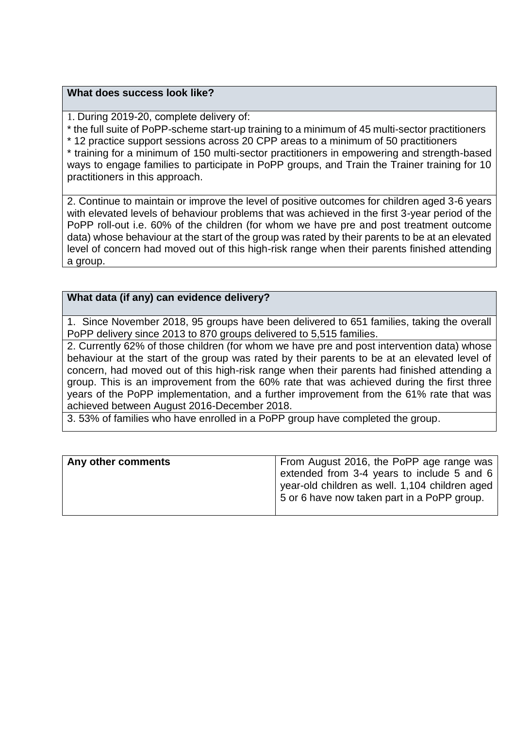| What does success look like? |
| --- |
| 1. During 2019-20, complete delivery of:<br>* the full suite of PoPP-scheme start-up training to a minimum of 45 multi-sector practitioners<br>* 12 practice support sessions across 20 CPP areas to a minimum of 50 practitioners<br>* training for a minimum of 150 multi-sector practitioners in empowering and strength-based ways to engage families to participate in PoPP groups, and Train the Trainer training for 10 practitioners in this approach. |
| 2. Continue to maintain or improve the level of positive outcomes for children aged 3-6 years with elevated levels of behaviour problems that was achieved in the first 3-year period of the PoPP roll-out i.e. 60% of the children (for whom we have pre and post treatment outcome data) whose behaviour at the start of the group was rated by their parents to be at an elevated level of concern had moved out of this high-risk range when their parents finished attending a group. |

| What data (if any) can evidence delivery? |
| --- |
| 1. Since November 2018, 95 groups have been delivered to 651 families, taking the overall PoPP delivery since 2013 to 870 groups delivered to 5,515 families. |
| 2. Currently 62% of those children (for whom we have pre and post intervention data) whose behaviour at the start of the group was rated by their parents to be at an elevated level of concern, had moved out of this high-risk range when their parents had finished attending a group. This is an improvement from the 60% rate that was achieved during the first three years of the PoPP implementation, and a further improvement from the 61% rate that was achieved between August 2016-December 2018. |
| 3. 53% of families who have enrolled in a PoPP group have completed the group. |

| | |
| --- | --- |
| **Any other comments** | From August 2016, the PoPP age range was extended from 3-4 years to include 5 and 6 year-old children as well. 1,104 children aged 5 or 6 have now taken part in a PoPP group. |